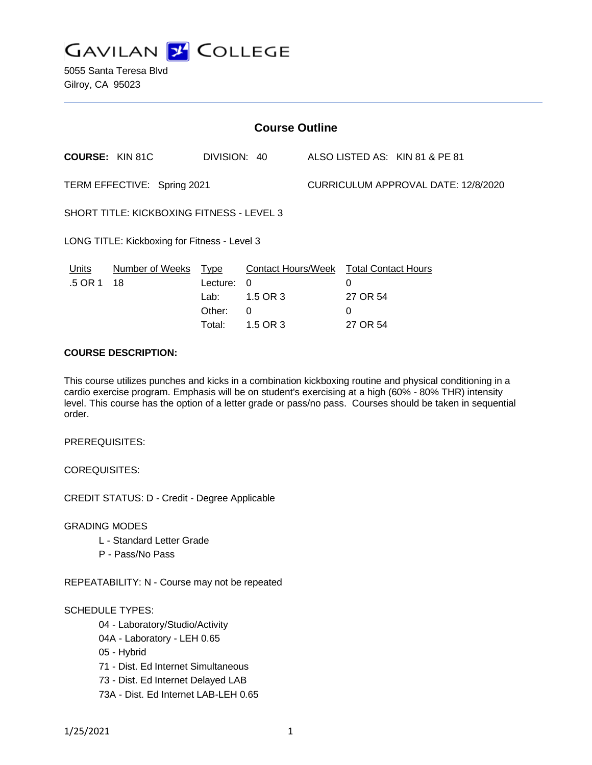# GAVILAN COLLEGE

5055 Santa Teresa Blvd
Gilroy, CA 95023

## Course Outline

**COURSE:** KIN 81C DIVISION: 40 ALSO LISTED AS: KIN 81 & PE 81

TERM EFFECTIVE: Spring 2021 CURRICULUM APPROVAL DATE: 12/8/2020

SHORT TITLE: KICKBOXING FITNESS - LEVEL 3

LONG TITLE: Kickboxing for Fitness - Level 3

| Units | Number of Weeks | Type | Contact Hours/Week | Total Contact Hours |
|---|---|---|---|---|
| .5 OR 1 | 18 | Lecture: | 0 | 0 |
| | | Lab: | 1.5 OR 3 | 27 OR 54 |
| | | Other: | 0 | 0 |
| | | Total: | 1.5 OR 3 | 27 OR 54 |

**COURSE DESCRIPTION:**

This course utilizes punches and kicks in a combination kickboxing routine and physical conditioning in a cardio exercise program. Emphasis will be on student's exercising at a high (60% - 80% THR) intensity level. This course has the option of a letter grade or pass/no pass. Courses should be taken in sequential order.

PREREQUISITES:

COREQUISITES:

CREDIT STATUS: D - Credit - Degree Applicable

GRADING MODES

- L - Standard Letter Grade
- P - Pass/No Pass

REPEATABILITY: N - Course may not be repeated

SCHEDULE TYPES:

- 04 - Laboratory/Studio/Activity
- 04A - Laboratory - LEH 0.65
- 05 - Hybrid
- 71 - Dist. Ed Internet Simultaneous
- 73 - Dist. Ed Internet Delayed LAB
- 73A - Dist. Ed Internet LAB-LEH 0.65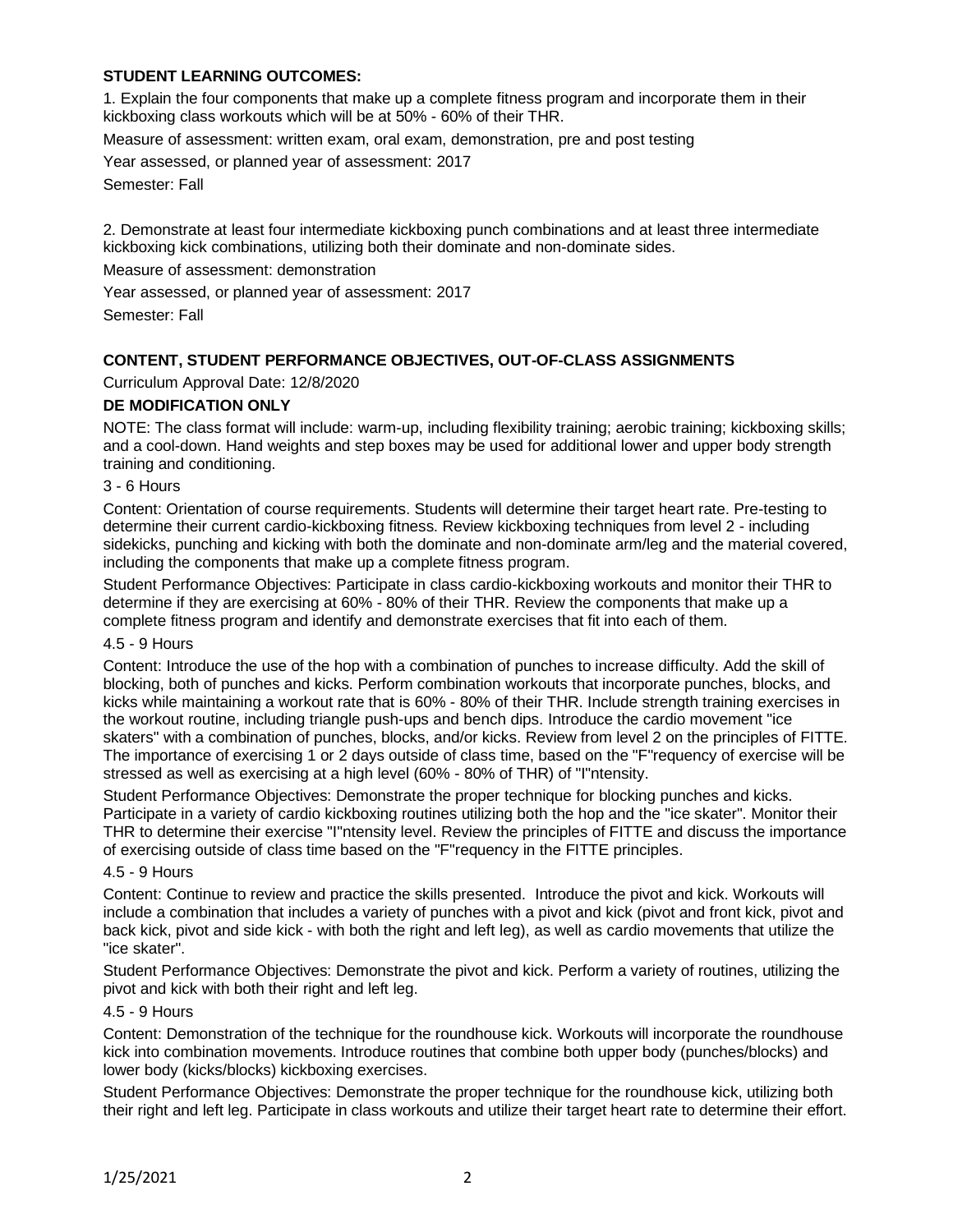**STUDENT LEARNING OUTCOMES:**

1. Explain the four components that make up a complete fitness program and incorporate them in their kickboxing class workouts which will be at 50% - 60% of their THR.

Measure of assessment: written exam, oral exam, demonstration, pre and post testing

Year assessed, or planned year of assessment: 2017

Semester: Fall

2. Demonstrate at least four intermediate kickboxing punch combinations and at least three intermediate kickboxing kick combinations, utilizing both their dominate and non-dominate sides.

Measure of assessment: demonstration

Year assessed, or planned year of assessment: 2017

Semester: Fall

**CONTENT, STUDENT PERFORMANCE OBJECTIVES, OUT-OF-CLASS ASSIGNMENTS**

Curriculum Approval Date: 12/8/2020

**DE MODIFICATION ONLY**

NOTE: The class format will include: warm-up, including flexibility training; aerobic training; kickboxing skills; and a cool-down. Hand weights and step boxes may be used for additional lower and upper body strength training and conditioning.

3 - 6 Hours

Content: Orientation of course requirements. Students will determine their target heart rate. Pre-testing to determine their current cardio-kickboxing fitness. Review kickboxing techniques from level 2 - including sidekicks, punching and kicking with both the dominate and non-dominate arm/leg and the material covered, including the components that make up a complete fitness program.

Student Performance Objectives: Participate in class cardio-kickboxing workouts and monitor their THR to determine if they are exercising at 60% - 80% of their THR. Review the components that make up a complete fitness program and identify and demonstrate exercises that fit into each of them.

4.5 - 9 Hours

Content: Introduce the use of the hop with a combination of punches to increase difficulty. Add the skill of blocking, both of punches and kicks. Perform combination workouts that incorporate punches, blocks, and kicks while maintaining a workout rate that is 60% - 80% of their THR. Include strength training exercises in the workout routine, including triangle push-ups and bench dips. Introduce the cardio movement "ice skaters" with a combination of punches, blocks, and/or kicks. Review from level 2 on the principles of FITTE. The importance of exercising 1 or 2 days outside of class time, based on the "F"requency of exercise will be stressed as well as exercising at a high level (60% - 80% of THR) of "I"ntensity.

Student Performance Objectives: Demonstrate the proper technique for blocking punches and kicks. Participate in a variety of cardio kickboxing routines utilizing both the hop and the "ice skater". Monitor their THR to determine their exercise "I"ntensity level. Review the principles of FITTE and discuss the importance of exercising outside of class time based on the "F"requency in the FITTE principles.

4.5 - 9 Hours

Content: Continue to review and practice the skills presented. Introduce the pivot and kick. Workouts will include a combination that includes a variety of punches with a pivot and kick (pivot and front kick, pivot and back kick, pivot and side kick - with both the right and left leg), as well as cardio movements that utilize the "ice skater".

Student Performance Objectives: Demonstrate the pivot and kick. Perform a variety of routines, utilizing the pivot and kick with both their right and left leg.

4.5 - 9 Hours

Content: Demonstration of the technique for the roundhouse kick. Workouts will incorporate the roundhouse kick into combination movements. Introduce routines that combine both upper body (punches/blocks) and lower body (kicks/blocks) kickboxing exercises.

Student Performance Objectives: Demonstrate the proper technique for the roundhouse kick, utilizing both their right and left leg. Participate in class workouts and utilize their target heart rate to determine their effort.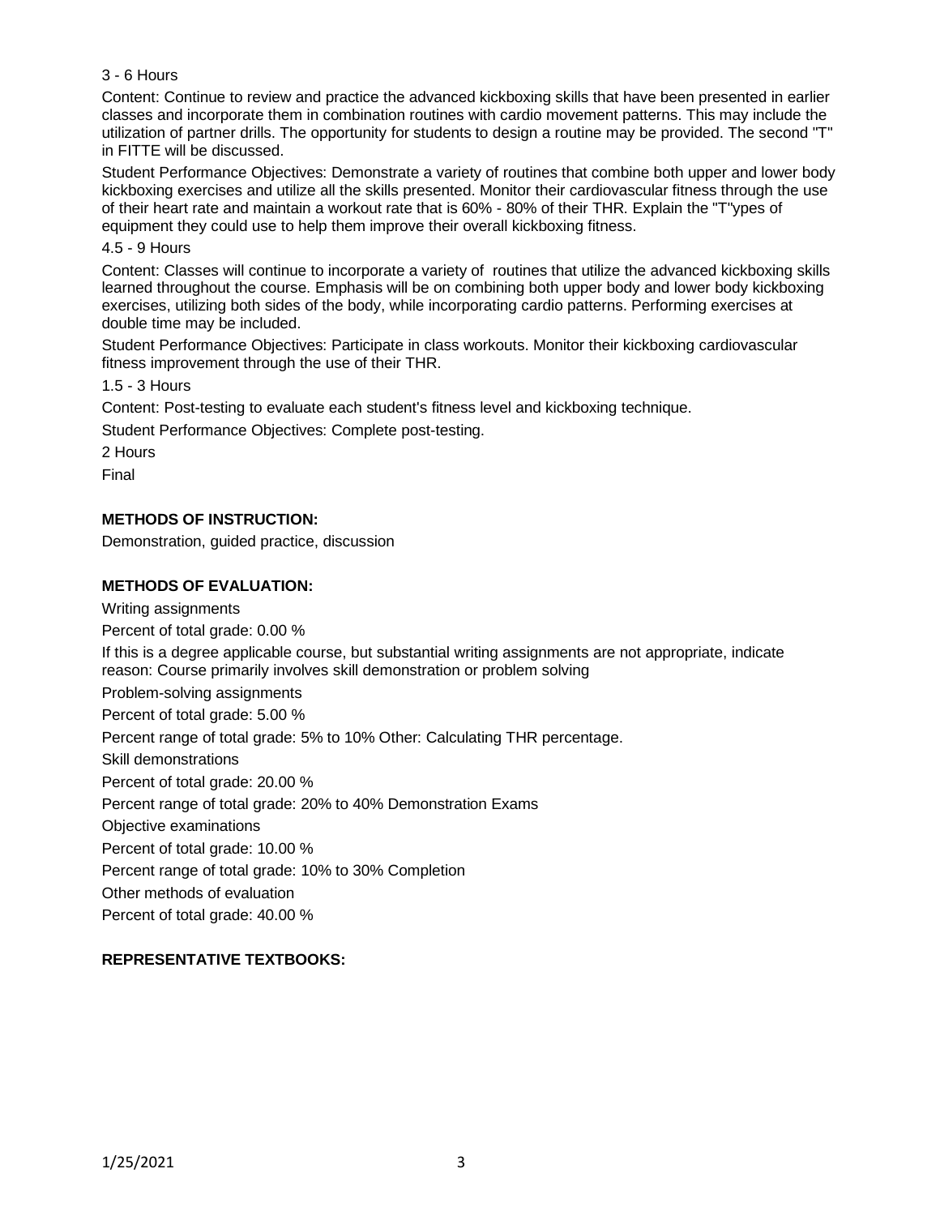3 - 6 Hours

Content: Continue to review and practice the advanced kickboxing skills that have been presented in earlier classes and incorporate them in combination routines with cardio movement patterns. This may include the utilization of partner drills. The opportunity for students to design a routine may be provided. The second "T" in FITTE will be discussed.

Student Performance Objectives: Demonstrate a variety of routines that combine both upper and lower body kickboxing exercises and utilize all the skills presented. Monitor their cardiovascular fitness through the use of their heart rate and maintain a workout rate that is 60% - 80% of their THR. Explain the "T"ypes of equipment they could use to help them improve their overall kickboxing fitness.

4.5 - 9 Hours

Content: Classes will continue to incorporate a variety of routines that utilize the advanced kickboxing skills learned throughout the course. Emphasis will be on combining both upper body and lower body kickboxing exercises, utilizing both sides of the body, while incorporating cardio patterns. Performing exercises at double time may be included.

Student Performance Objectives: Participate in class workouts. Monitor their kickboxing cardiovascular fitness improvement through the use of their THR.

1.5 - 3 Hours

Content: Post-testing to evaluate each student's fitness level and kickboxing technique.

Student Performance Objectives: Complete post-testing.

2 Hours

Final

**METHODS OF INSTRUCTION:**

Demonstration, guided practice, discussion

**METHODS OF EVALUATION:**

Writing assignments

Percent of total grade: 0.00 %

If this is a degree applicable course, but substantial writing assignments are not appropriate, indicate reason: Course primarily involves skill demonstration or problem solving

Problem-solving assignments

Percent of total grade: 5.00 %

Percent range of total grade: 5% to 10% Other: Calculating THR percentage.

Skill demonstrations

Percent of total grade: 20.00 %

Percent range of total grade: 20% to 40% Demonstration Exams

Objective examinations

Percent of total grade: 10.00 %

Percent range of total grade: 10% to 30% Completion

Other methods of evaluation

Percent of total grade: 40.00 %

**REPRESENTATIVE TEXTBOOKS:**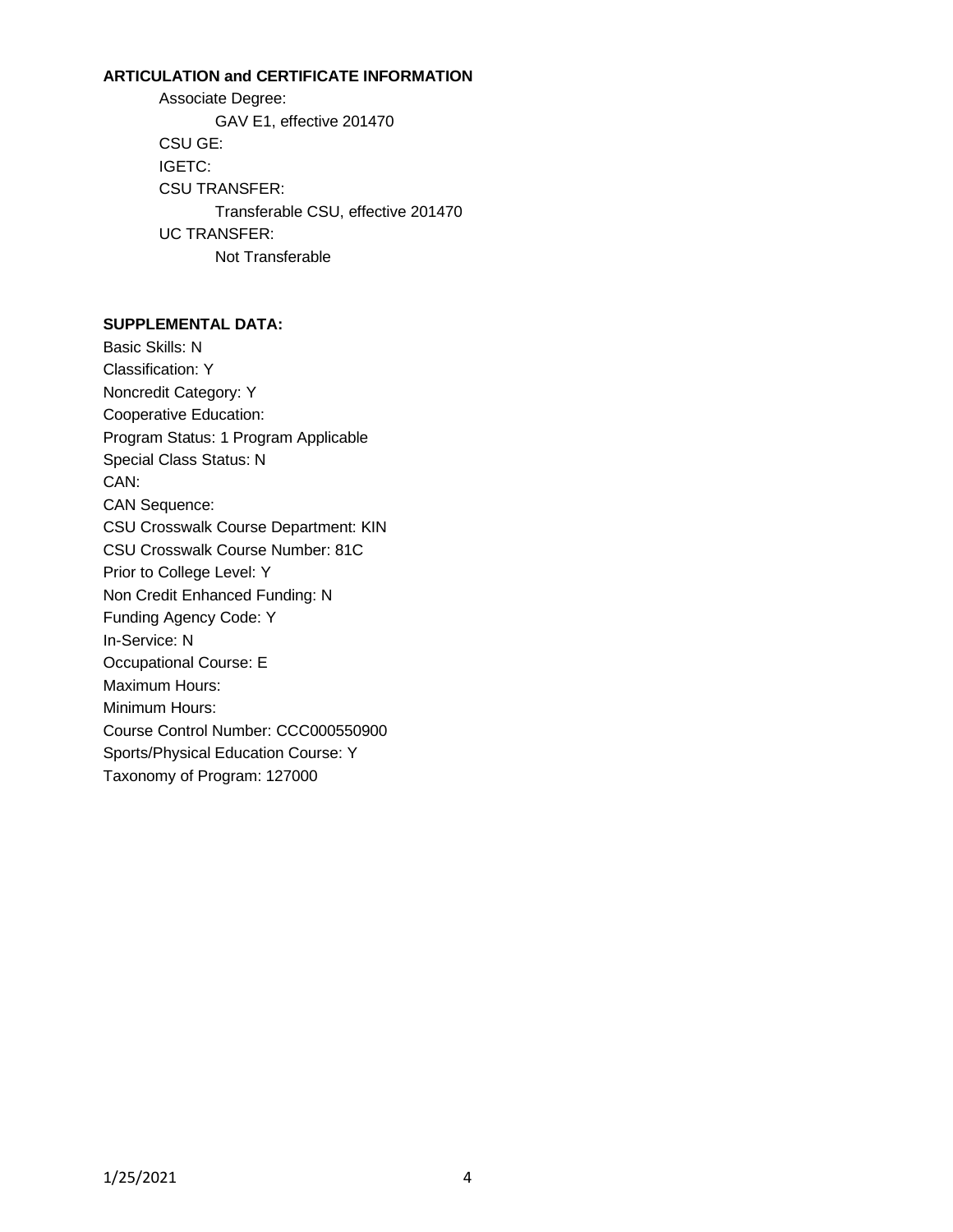**ARTICULATION and CERTIFICATE INFORMATION**

Associate Degree:

GAV E1, effective 201470

CSU GE:

IGETC:

CSU TRANSFER:

Transferable CSU, effective 201470

UC TRANSFER:

Not Transferable

**SUPPLEMENTAL DATA:**

Basic Skills: N
Classification: Y
Noncredit Category: Y
Cooperative Education:
Program Status: 1 Program Applicable
Special Class Status: N
CAN:
CAN Sequence:
CSU Crosswalk Course Department: KIN
CSU Crosswalk Course Number: 81C
Prior to College Level: Y
Non Credit Enhanced Funding: N
Funding Agency Code: Y
In-Service: N
Occupational Course: E
Maximum Hours:
Minimum Hours:
Course Control Number: CCC000550900
Sports/Physical Education Course: Y
Taxonomy of Program: 127000